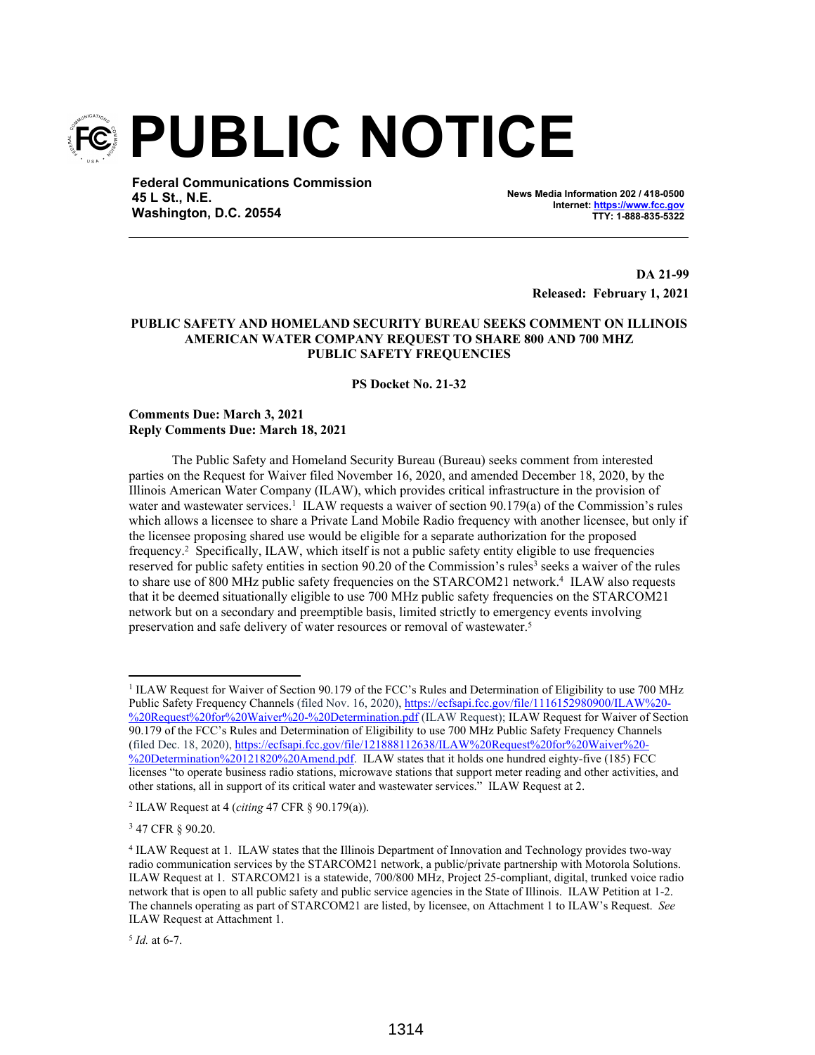# PUBLIC NOTICE

**Federal Communications Commission**
**45 L St., N.E.**
**Washington, D.C. 20554**

**News Media Information 202 / 418-0500**
**Internet: https://www.fcc.gov**
**TTY: 1-888-835-5322**

**DA 21-99**
**Released: February 1, 2021**

**PUBLIC SAFETY AND HOMELAND SECURITY BUREAU SEEKS COMMENT ON ILLINOIS AMERICAN WATER COMPANY REQUEST TO SHARE 800 AND 700 MHZ PUBLIC SAFETY FREQUENCIES**

**PS Docket No. 21-32**

**Comments Due: March 3, 2021**
**Reply Comments Due: March 18, 2021**

The Public Safety and Homeland Security Bureau (Bureau) seeks comment from interested parties on the Request for Waiver filed November 16, 2020, and amended December 18, 2020, by the Illinois American Water Company (ILAW), which provides critical infrastructure in the provision of water and wastewater services.[1] ILAW requests a waiver of section 90.179(a) of the Commission's rules which allows a licensee to share a Private Land Mobile Radio frequency with another licensee, but only if the licensee proposing shared use would be eligible for a separate authorization for the proposed frequency.[2] Specifically, ILAW, which itself is not a public safety entity eligible to use frequencies reserved for public safety entities in section 90.20 of the Commission's rules[3] seeks a waiver of the rules to share use of 800 MHz public safety frequencies on the STARCOM21 network.[4] ILAW also requests that it be deemed situationally eligible to use 700 MHz public safety frequencies on the STARCOM21 network but on a secondary and preemptible basis, limited strictly to emergency events involving preservation and safe delivery of water resources or removal of wastewater.[5]

---

[1] ILAW Request for Waiver of Section 90.179 of the FCC's Rules and Determination of Eligibility to use 700 MHz Public Safety Frequency Channels (filed Nov. 16, 2020), https://ecfsapi.fcc.gov/file/1116152980900/ILAW%20-%20Request%20for%20Waiver%20-%20Determination.pdf (ILAW Request); ILAW Request for Waiver of Section 90.179 of the FCC's Rules and Determination of Eligibility to use 700 MHz Public Safety Frequency Channels (filed Dec. 18, 2020), https://ecfsapi.fcc.gov/file/121888112638/ILAW%20Request%20for%20Waiver%20-%20Determination%20121820%20Amend.pdf. ILAW states that it holds one hundred eighty-five (185) FCC licenses "to operate business radio stations, microwave stations that support meter reading and other activities, and other stations, all in support of its critical water and wastewater services." ILAW Request at 2.

[2] ILAW Request at 4 (*citing* 47 CFR § 90.179(a)).

[3] 47 CFR § 90.20.

[4] ILAW Request at 1. ILAW states that the Illinois Department of Innovation and Technology provides two-way radio communication services by the STARCOM21 network, a public/private partnership with Motorola Solutions. ILAW Request at 1. STARCOM21 is a statewide, 700/800 MHz, Project 25-compliant, digital, trunked voice radio network that is open to all public safety and public service agencies in the State of Illinois. ILAW Petition at 1-2. The channels operating as part of STARCOM21 are listed, by licensee, on Attachment 1 to ILAW's Request. *See* ILAW Request at Attachment 1.

[5] *Id.* at 6-7.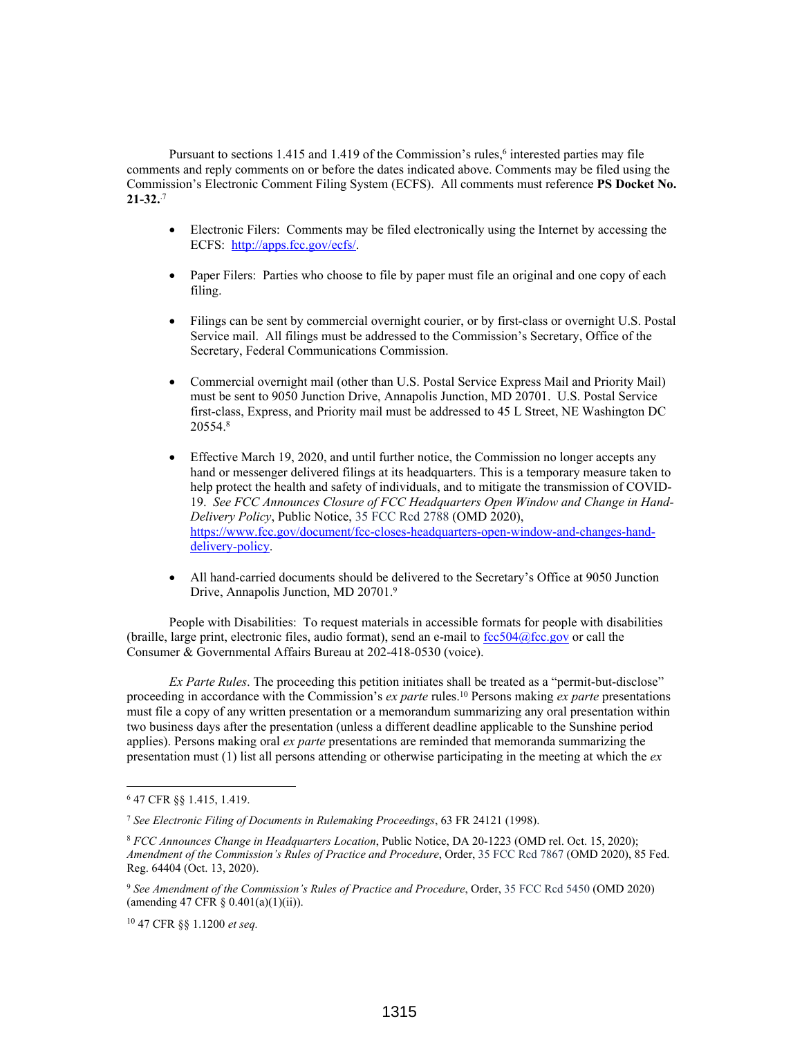Pursuant to sections 1.415 and 1.419 of the Commission's rules,[6] interested parties may file comments and reply comments on or before the dates indicated above. Comments may be filed using the Commission's Electronic Comment Filing System (ECFS). All comments must reference **PS Docket No. 21-32.**[7]

- Electronic Filers: Comments may be filed electronically using the Internet by accessing the ECFS: http://apps.fcc.gov/ecfs/.

- Paper Filers: Parties who choose to file by paper must file an original and one copy of each filing.

- Filings can be sent by commercial overnight courier, or by first-class or overnight U.S. Postal Service mail. All filings must be addressed to the Commission's Secretary, Office of the Secretary, Federal Communications Commission.

- Commercial overnight mail (other than U.S. Postal Service Express Mail and Priority Mail) must be sent to 9050 Junction Drive, Annapolis Junction, MD 20701. U.S. Postal Service first-class, Express, and Priority mail must be addressed to 45 L Street, NE Washington DC 20554.[8]

- Effective March 19, 2020, and until further notice, the Commission no longer accepts any hand or messenger delivered filings at its headquarters. This is a temporary measure taken to help protect the health and safety of individuals, and to mitigate the transmission of COVID-19. *See FCC Announces Closure of FCC Headquarters Open Window and Change in Hand-Delivery Policy*, Public Notice, 35 FCC Rcd 2788 (OMD 2020), https://www.fcc.gov/document/fcc-closes-headquarters-open-window-and-changes-hand-delivery-policy.

- All hand-carried documents should be delivered to the Secretary's Office at 9050 Junction Drive, Annapolis Junction, MD 20701.[9]

People with Disabilities: To request materials in accessible formats for people with disabilities (braille, large print, electronic files, audio format), send an e-mail to fcc504@fcc.gov or call the Consumer & Governmental Affairs Bureau at 202-418-0530 (voice).

*Ex Parte Rules*. The proceeding this petition initiates shall be treated as a "permit-but-disclose" proceeding in accordance with the Commission's *ex parte* rules.[10] Persons making *ex parte* presentations must file a copy of any written presentation or a memorandum summarizing any oral presentation within two business days after the presentation (unless a different deadline applicable to the Sunshine period applies). Persons making oral *ex parte* presentations are reminded that memoranda summarizing the presentation must (1) list all persons attending or otherwise participating in the meeting at which the *ex*

---

[6] 47 CFR §§ 1.415, 1.419.

[7] *See Electronic Filing of Documents in Rulemaking Proceedings*, 63 FR 24121 (1998).

[8] *FCC Announces Change in Headquarters Location*, Public Notice, DA 20-1223 (OMD rel. Oct. 15, 2020); *Amendment of the Commission's Rules of Practice and Procedure*, Order, 35 FCC Rcd 7867 (OMD 2020), 85 Fed. Reg. 64404 (Oct. 13, 2020).

[9] *See Amendment of the Commission's Rules of Practice and Procedure*, Order, 35 FCC Rcd 5450 (OMD 2020) (amending 47 CFR § 0.401(a)(1)(ii)).

[10] 47 CFR §§ 1.1200 *et seq.*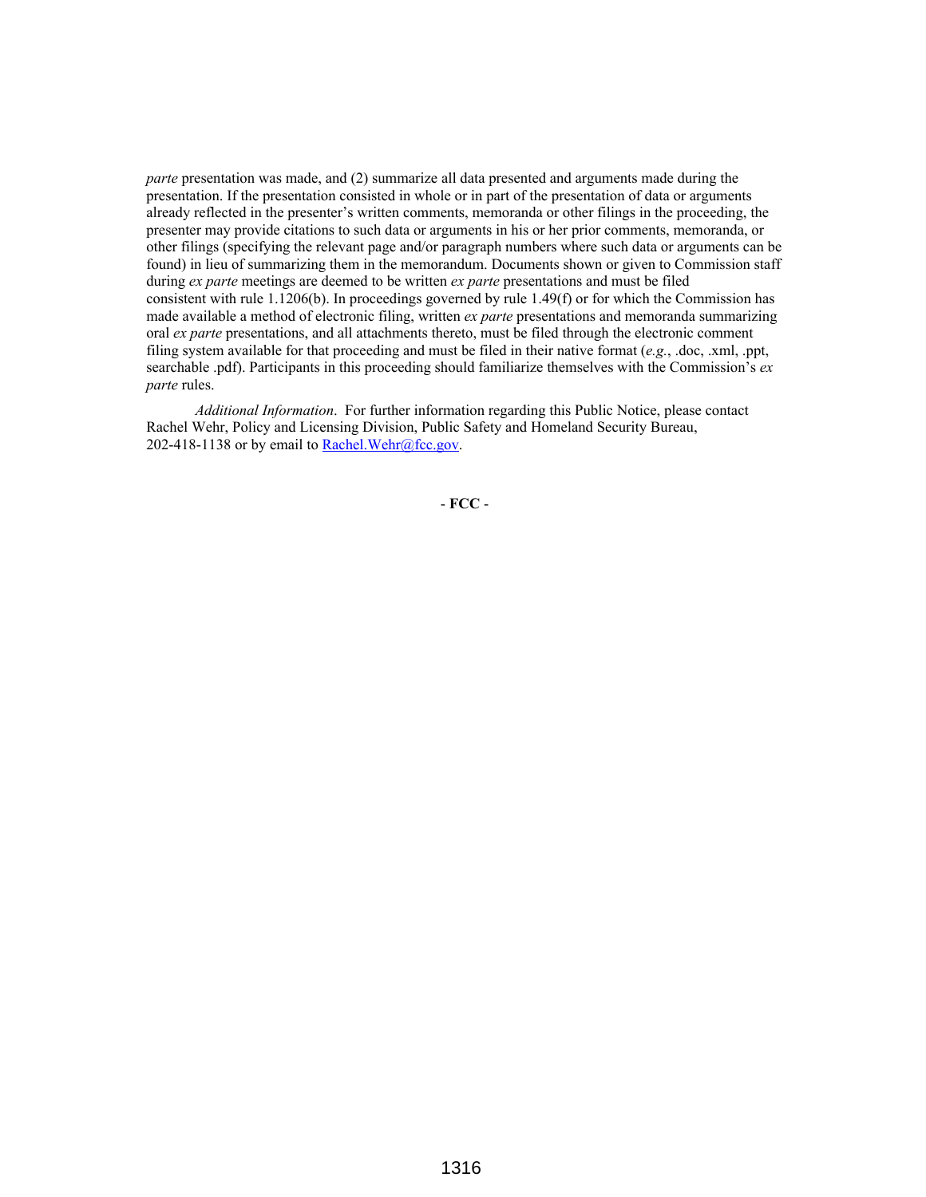*parte* presentation was made, and (2) summarize all data presented and arguments made during the presentation. If the presentation consisted in whole or in part of the presentation of data or arguments already reflected in the presenter's written comments, memoranda or other filings in the proceeding, the presenter may provide citations to such data or arguments in his or her prior comments, memoranda, or other filings (specifying the relevant page and/or paragraph numbers where such data or arguments can be found) in lieu of summarizing them in the memorandum. Documents shown or given to Commission staff during *ex parte* meetings are deemed to be written *ex parte* presentations and must be filed consistent with rule 1.1206(b). In proceedings governed by rule 1.49(f) or for which the Commission has made available a method of electronic filing, written *ex parte* presentations and memoranda summarizing oral *ex parte* presentations, and all attachments thereto, must be filed through the electronic comment filing system available for that proceeding and must be filed in their native format (*e.g.*, .doc, .xml, .ppt, searchable .pdf). Participants in this proceeding should familiarize themselves with the Commission's *ex parte* rules.

*Additional Information*. For further information regarding this Public Notice, please contact Rachel Wehr, Policy and Licensing Division, Public Safety and Homeland Security Bureau, 202-418-1138 or by email to Rachel.Wehr@fcc.gov.

- **FCC** -